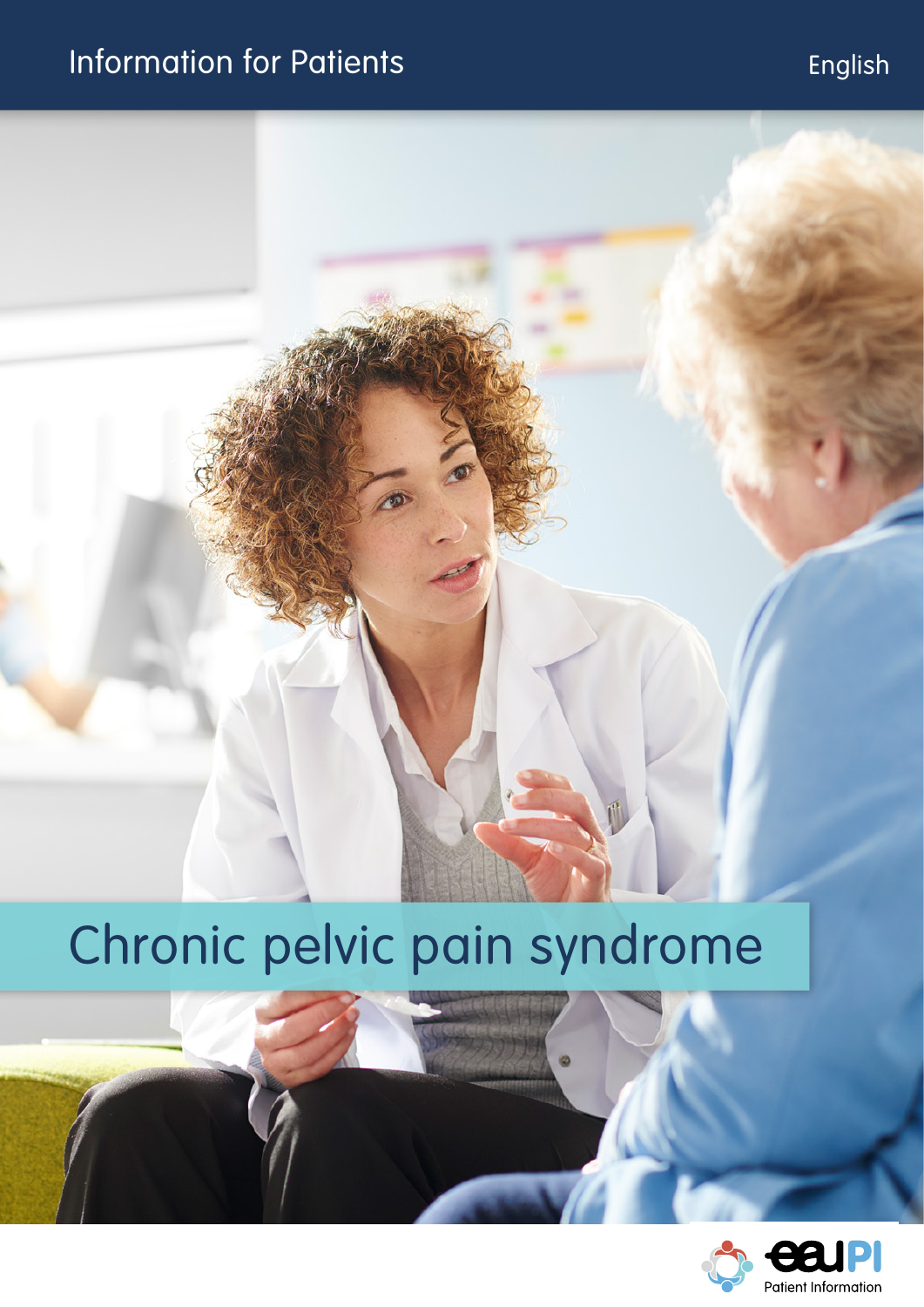Information for Patients

English

# Chronic pelvic pain syndrome

eauPI Patient Information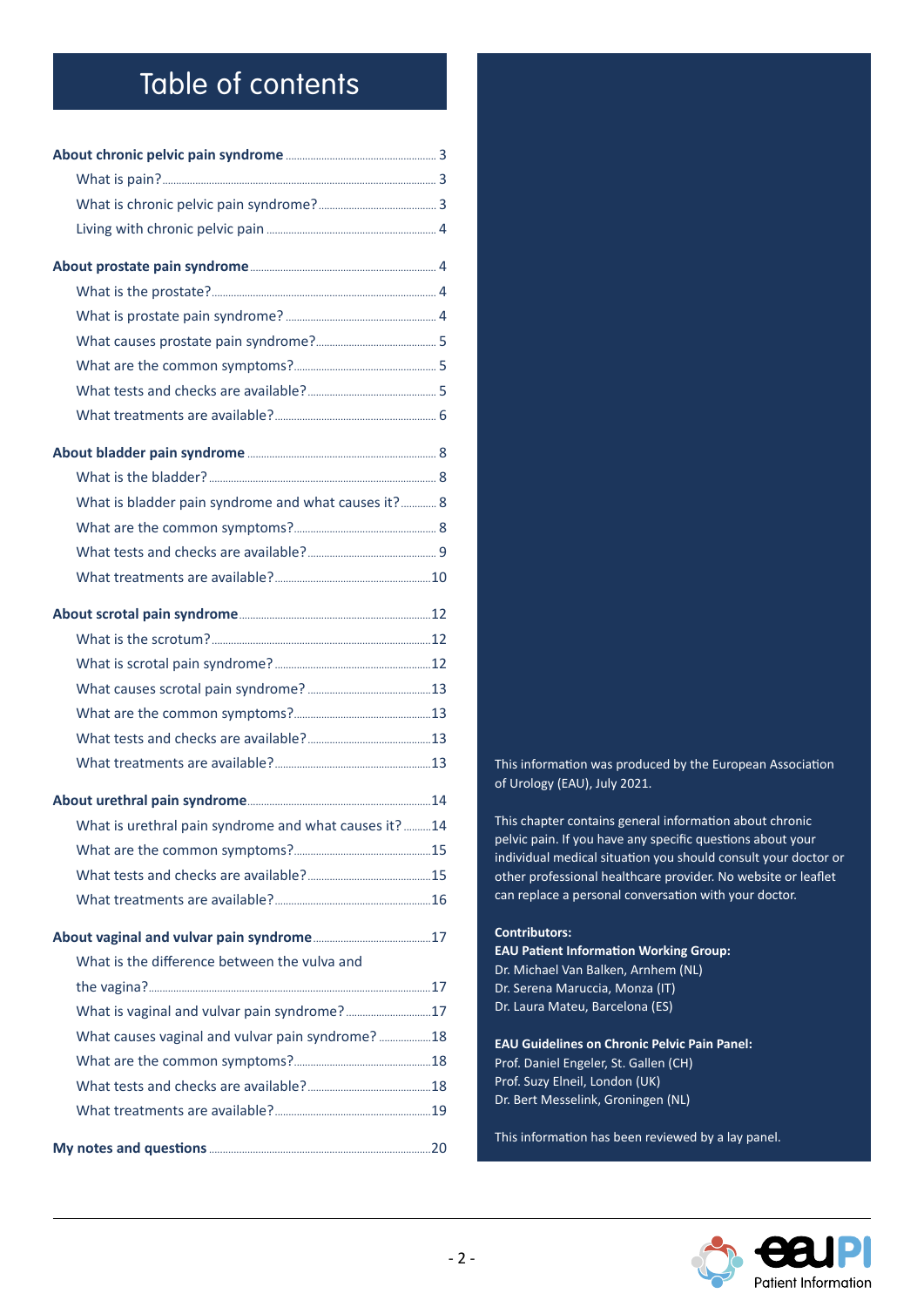# Table of contents

**About chronic pelvic pain syndrome** .......... 3
- What is pain? .......... 3
- What is chronic pelvic pain syndrome? .......... 3
- Living with chronic pelvic pain .......... 4

**About prostate pain syndrome** .......... 4
- What is the prostate? .......... 4
- What is prostate pain syndrome? .......... 4
- What causes prostate pain syndrome? .......... 5
- What are the common symptoms? .......... 5
- What tests and checks are available? .......... 5
- What treatments are available? .......... 6

**About bladder pain syndrome** .......... 8
- What is the bladder? .......... 8
- What is bladder pain syndrome and what causes it? .......... 8
- What are the common symptoms? .......... 8
- What tests and checks are available? .......... 9
- What treatments are available? .......... 10

**About scrotal pain syndrome** .......... 12
- What is the scrotum? .......... 12
- What is scrotal pain syndrome? .......... 12
- What causes scrotal pain syndrome? .......... 13
- What are the common symptoms? .......... 13
- What tests and checks are available? .......... 13
- What treatments are available? .......... 13

**About urethral pain syndrome** .......... 14
- What is urethral pain syndrome and what causes it? .......... 14
- What are the common symptoms? .......... 15
- What tests and checks are available? .......... 15
- What treatments are available? .......... 16

**About vaginal and vulvar pain syndrome** .......... 17
- What is the difference between the vulva and the vagina? .......... 17
- What is vaginal and vulvar pain syndrome? .......... 17
- What causes vaginal and vulvar pain syndrome? .......... 18
- What are the common symptoms? .......... 18
- What tests and checks are available? .......... 18
- What treatments are available? .......... 19

**My notes and questions** .......... 20

This information was produced by the European Association of Urology (EAU), July 2021.

This chapter contains general information about chronic pelvic pain. If you have any specific questions about your individual medical situation you should consult your doctor or other professional healthcare provider. No website or leaflet can replace a personal conversation with your doctor.

**Contributors:**

**EAU Patient Information Working Group:**
Dr. Michael Van Balken, Arnhem (NL)
Dr. Serena Maruccia, Monza (IT)
Dr. Laura Mateu, Barcelona (ES)

**EAU Guidelines on Chronic Pelvic Pain Panel:**
Prof. Daniel Engeler, St. Gallen (CH)
Prof. Suzy Elneil, London (UK)
Dr. Bert Messelink, Groningen (NL)

This information has been reviewed by a lay panel.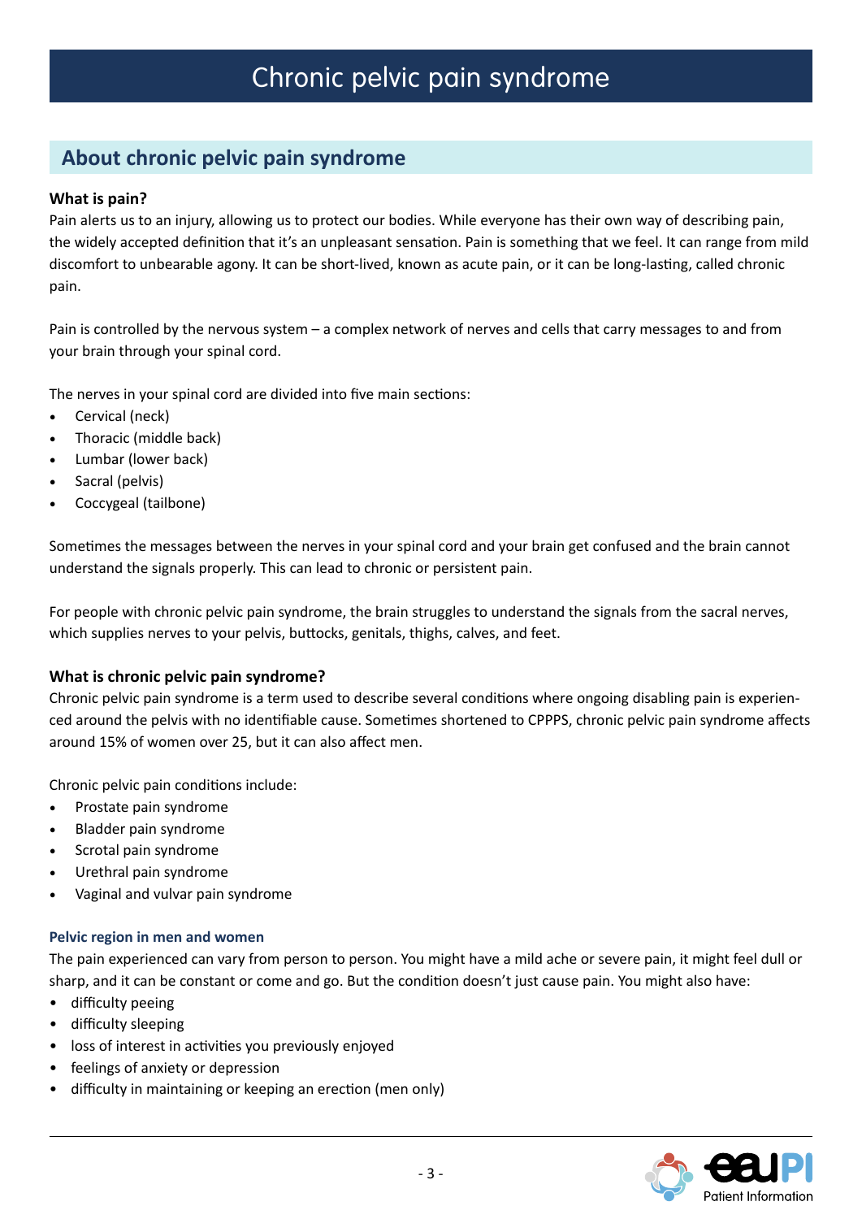# Chronic pelvic pain syndrome

## About chronic pelvic pain syndrome

### What is pain?

Pain alerts us to an injury, allowing us to protect our bodies. While everyone has their own way of describing pain, the widely accepted definition that it's an unpleasant sensation. Pain is something that we feel. It can range from mild discomfort to unbearable agony. It can be short-lived, known as acute pain, or it can be long-lasting, called chronic pain.

Pain is controlled by the nervous system – a complex network of nerves and cells that carry messages to and from your brain through your spinal cord.

The nerves in your spinal cord are divided into five main sections:

- Cervical (neck)
- Thoracic (middle back)
- Lumbar (lower back)
- Sacral (pelvis)
- Coccygeal (tailbone)

Sometimes the messages between the nerves in your spinal cord and your brain get confused and the brain cannot understand the signals properly. This can lead to chronic or persistent pain.

For people with chronic pelvic pain syndrome, the brain struggles to understand the signals from the sacral nerves, which supplies nerves to your pelvis, buttocks, genitals, thighs, calves, and feet.

### What is chronic pelvic pain syndrome?

Chronic pelvic pain syndrome is a term used to describe several conditions where ongoing disabling pain is experienced around the pelvis with no identifiable cause. Sometimes shortened to CPPPS, chronic pelvic pain syndrome affects around 15% of women over 25, but it can also affect men.

Chronic pelvic pain conditions include:

- Prostate pain syndrome
- Bladder pain syndrome
- Scrotal pain syndrome
- Urethral pain syndrome
- Vaginal and vulvar pain syndrome

#### Pelvic region in men and women

The pain experienced can vary from person to person. You might have a mild ache or severe pain, it might feel dull or sharp, and it can be constant or come and go. But the condition doesn't just cause pain. You might also have:

- difficulty peeing
- difficulty sleeping
- loss of interest in activities you previously enjoyed
- feelings of anxiety or depression
- difficulty in maintaining or keeping an erection (men only)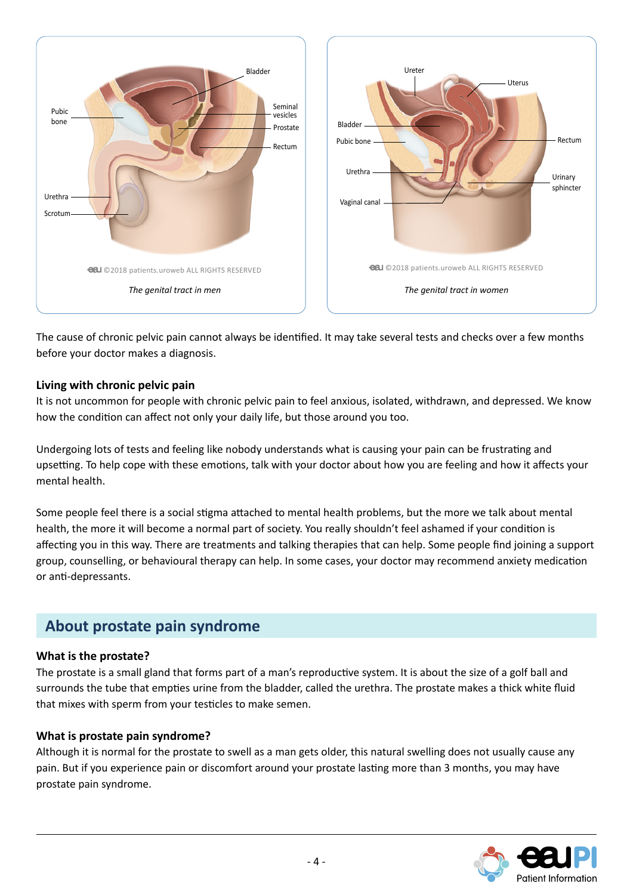The genital tract in men

The genital tract in women

The cause of chronic pelvic pain cannot always be identified. It may take several tests and checks over a few months before your doctor makes a diagnosis.

### Living with chronic pelvic pain

It is not uncommon for people with chronic pelvic pain to feel anxious, isolated, withdrawn, and depressed. We know how the condition can affect not only your daily life, but those around you too.

Undergoing lots of tests and feeling like nobody understands what is causing your pain can be frustrating and upsetting. To help cope with these emotions, talk with your doctor about how you are feeling and how it affects your mental health.

Some people feel there is a social stigma attached to mental health problems, but the more we talk about mental health, the more it will become a normal part of society. You really shouldn't feel ashamed if your condition is affecting you in this way. There are treatments and talking therapies that can help. Some people find joining a support group, counselling, or behavioural therapy can help. In some cases, your doctor may recommend anxiety medication or anti-depressants.

## About prostate pain syndrome

### What is the prostate?

The prostate is a small gland that forms part of a man's reproductive system. It is about the size of a golf ball and surrounds the tube that empties urine from the bladder, called the urethra. The prostate makes a thick white fluid that mixes with sperm from your testicles to make semen.

### What is prostate pain syndrome?

Although it is normal for the prostate to swell as a man gets older, this natural swelling does not usually cause any pain. But if you experience pain or discomfort around your prostate lasting more than 3 months, you may have prostate pain syndrome.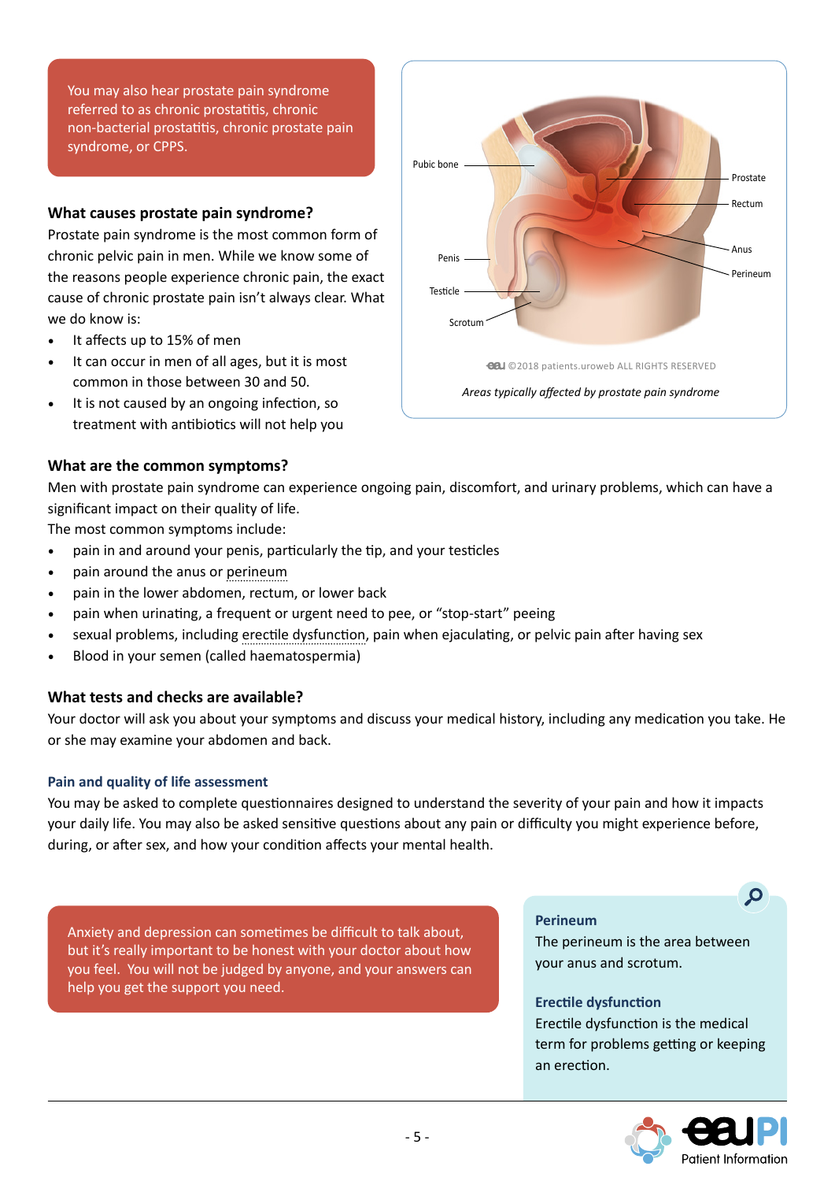You may also hear prostate pain syndrome referred to as chronic prostatitis, chronic non-bacterial prostatitis, chronic prostate pain syndrome, or CPPS.

### What causes prostate pain syndrome?

Prostate pain syndrome is the most common form of chronic pelvic pain in men. While we know some of the reasons people experience chronic pain, the exact cause of chronic prostate pain isn't always clear. What we do know is:

- It affects up to 15% of men
- It can occur in men of all ages, but it is most common in those between 30 and 50.
- It is not caused by an ongoing infection, so treatment with antibiotics will not help you

Pubic bone, Prostate, Rectum, Penis, Anus, Perineum, Testicle, Scrotum

©2018 patients.uroweb ALL RIGHTS RESERVED

*Areas typically affected by prostate pain syndrome*

### What are the common symptoms?

Men with prostate pain syndrome can experience ongoing pain, discomfort, and urinary problems, which can have a significant impact on their quality of life.

The most common symptoms include:

- pain in and around your penis, particularly the tip, and your testicles
- pain around the anus or perineum
- pain in the lower abdomen, rectum, or lower back
- pain when urinating, a frequent or urgent need to pee, or "stop-start" peeing
- sexual problems, including erectile dysfunction, pain when ejaculating, or pelvic pain after having sex
- Blood in your semen (called haematospermia)

### What tests and checks are available?

Your doctor will ask you about your symptoms and discuss your medical history, including any medication you take. He or she may examine your abdomen and back.

#### Pain and quality of life assessment

You may be asked to complete questionnaires designed to understand the severity of your pain and how it impacts your daily life. You may also be asked sensitive questions about any pain or difficulty you might experience before, during, or after sex, and how your condition affects your mental health.

Anxiety and depression can sometimes be difficult to talk about, but it's really important to be honest with your doctor about how you feel. You will not be judged by anyone, and your answers can help you get the support you need.

**Perineum**
The perineum is the area between your anus and scrotum.

**Erectile dysfunction**
Erectile dysfunction is the medical term for problems getting or keeping an erection.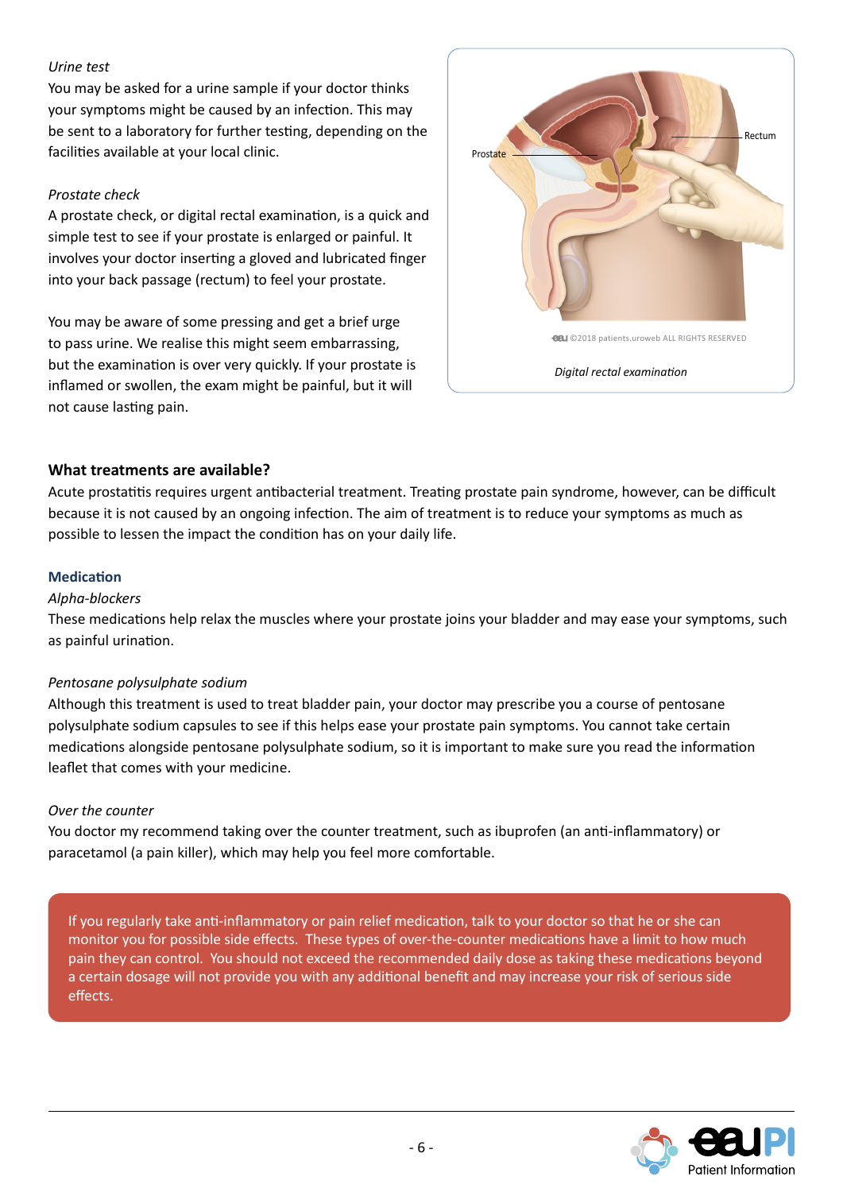*Urine test*

You may be asked for a urine sample if your doctor thinks your symptoms might be caused by an infection. This may be sent to a laboratory for further testing, depending on the facilities available at your local clinic.

*Prostate check*

A prostate check, or digital rectal examination, is a quick and simple test to see if your prostate is enlarged or painful. It involves your doctor inserting a gloved and lubricated finger into your back passage (rectum) to feel your prostate.

You may be aware of some pressing and get a brief urge to pass urine. We realise this might seem embarrassing, but the examination is over very quickly. If your prostate is inflamed or swollen, the exam might be painful, but it will not cause lasting pain.

Prostate

Rectum

©2018 patients.uroweb ALL RIGHTS RESERVED

*Digital rectal examination*

### What treatments are available?

Acute prostatitis requires urgent antibacterial treatment. Treating prostate pain syndrome, however, can be difficult because it is not caused by an ongoing infection. The aim of treatment is to reduce your symptoms as much as possible to lessen the impact the condition has on your daily life.

#### Medication

*Alpha-blockers*

These medications help relax the muscles where your prostate joins your bladder and may ease your symptoms, such as painful urination.

*Pentosane polysulphate sodium*

Although this treatment is used to treat bladder pain, your doctor may prescribe you a course of pentosane polysulphate sodium capsules to see if this helps ease your prostate pain symptoms. You cannot take certain medications alongside pentosane polysulphate sodium, so it is important to make sure you read the information leaflet that comes with your medicine.

*Over the counter*

You doctor my recommend taking over the counter treatment, such as ibuprofen (an anti-inflammatory) or paracetamol (a pain killer), which may help you feel more comfortable.

If you regularly take anti-inflammatory or pain relief medication, talk to your doctor so that he or she can monitor you for possible side effects. These types of over-the-counter medications have a limit to how much pain they can control. You should not exceed the recommended daily dose as taking these medications beyond a certain dosage will not provide you with any additional benefit and may increase your risk of serious side effects.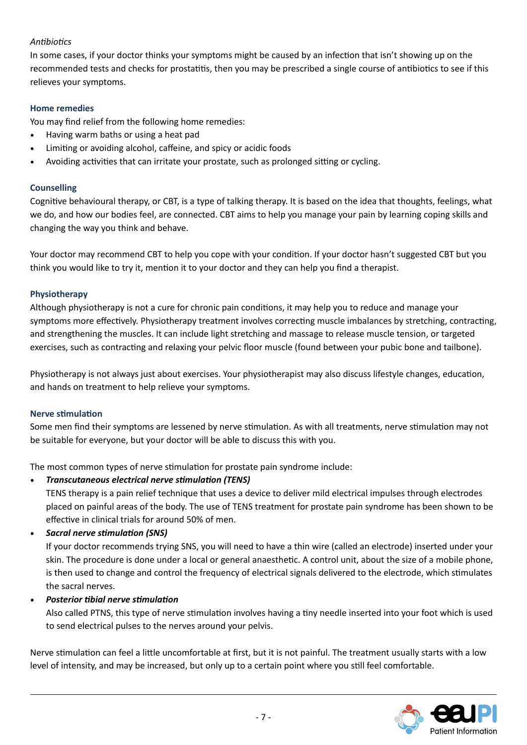*Antibiotics*

In some cases, if your doctor thinks your symptoms might be caused by an infection that isn't showing up on the recommended tests and checks for prostatitis, then you may be prescribed a single course of antibiotics to see if this relieves your symptoms.

### Home remedies

You may find relief from the following home remedies:

- Having warm baths or using a heat pad
- Limiting or avoiding alcohol, caffeine, and spicy or acidic foods
- Avoiding activities that can irritate your prostate, such as prolonged sitting or cycling.

### Counselling

Cognitive behavioural therapy, or CBT, is a type of talking therapy. It is based on the idea that thoughts, feelings, what we do, and how our bodies feel, are connected. CBT aims to help you manage your pain by learning coping skills and changing the way you think and behave.

Your doctor may recommend CBT to help you cope with your condition. If your doctor hasn't suggested CBT but you think you would like to try it, mention it to your doctor and they can help you find a therapist.

### Physiotherapy

Although physiotherapy is not a cure for chronic pain conditions, it may help you to reduce and manage your symptoms more effectively. Physiotherapy treatment involves correcting muscle imbalances by stretching, contracting, and strengthening the muscles. It can include light stretching and massage to release muscle tension, or targeted exercises, such as contracting and relaxing your pelvic floor muscle (found between your pubic bone and tailbone).

Physiotherapy is not always just about exercises. Your physiotherapist may also discuss lifestyle changes, education, and hands on treatment to help relieve your symptoms.

### Nerve stimulation

Some men find their symptoms are lessened by nerve stimulation. As with all treatments, nerve stimulation may not be suitable for everyone, but your doctor will be able to discuss this with you.

The most common types of nerve stimulation for prostate pain syndrome include:

- ***Transcutaneous electrical nerve stimulation (TENS)***
  TENS therapy is a pain relief technique that uses a device to deliver mild electrical impulses through electrodes placed on painful areas of the body. The use of TENS treatment for prostate pain syndrome has been shown to be effective in clinical trials for around 50% of men.
- ***Sacral nerve stimulation (SNS)***
  If your doctor recommends trying SNS, you will need to have a thin wire (called an electrode) inserted under your skin. The procedure is done under a local or general anaesthetic. A control unit, about the size of a mobile phone, is then used to change and control the frequency of electrical signals delivered to the electrode, which stimulates the sacral nerves.
- ***Posterior tibial nerve stimulation***
  Also called PTNS, this type of nerve stimulation involves having a tiny needle inserted into your foot which is used to send electrical pulses to the nerves around your pelvis.

Nerve stimulation can feel a little uncomfortable at first, but it is not painful. The treatment usually starts with a low level of intensity, and may be increased, but only up to a certain point where you still feel comfortable.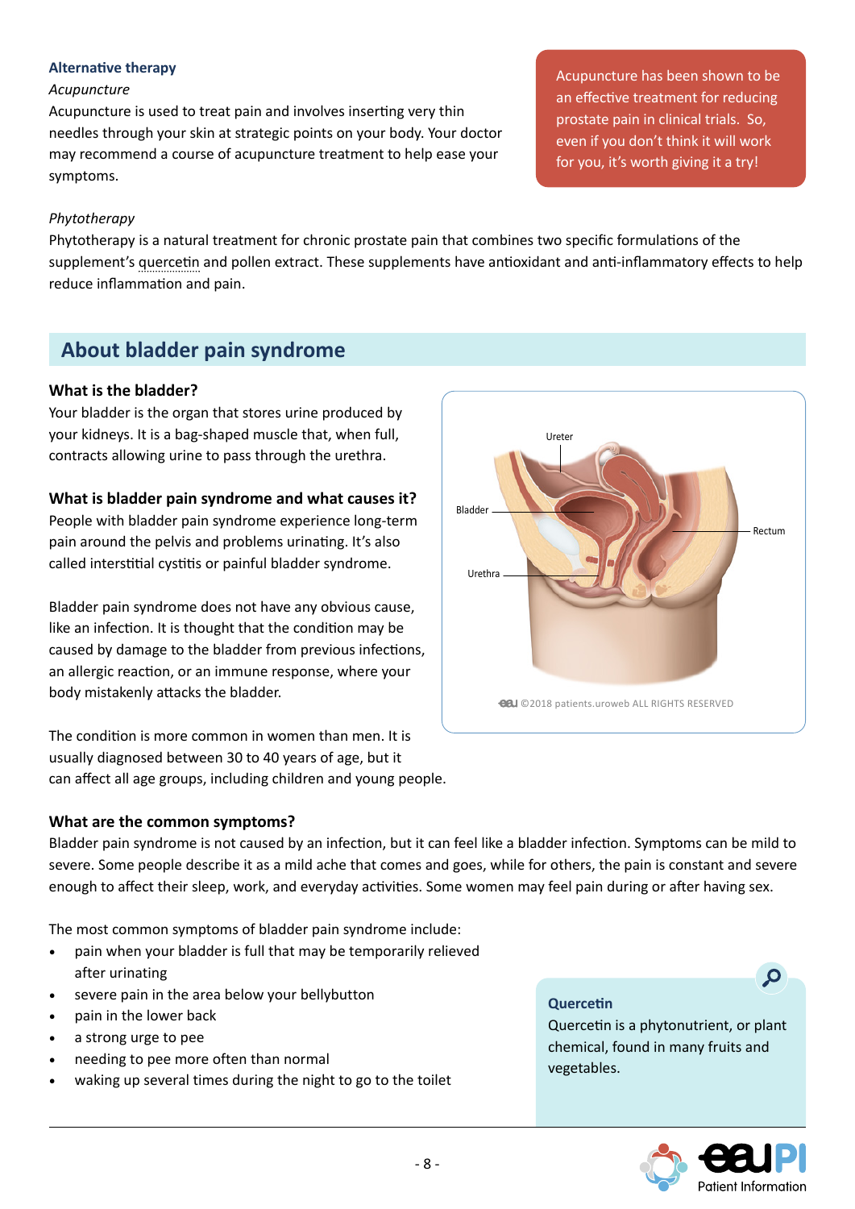### Alternative therapy

*Acupuncture*

Acupuncture is used to treat pain and involves inserting very thin needles through your skin at strategic points on your body. Your doctor may recommend a course of acupuncture treatment to help ease your symptoms.

Acupuncture has been shown to be an effective treatment for reducing prostate pain in clinical trials. So, even if you don't think it will work for you, it's worth giving it a try!

*Phytotherapy*

Phytotherapy is a natural treatment for chronic prostate pain that combines two specific formulations of the supplement's quercetin and pollen extract. These supplements have antioxidant and anti-inflammatory effects to help reduce inflammation and pain.

## About bladder pain syndrome

### What is the bladder?

Your bladder is the organ that stores urine produced by your kidneys. It is a bag-shaped muscle that, when full, contracts allowing urine to pass through the urethra.

Ureter

Bladder

Rectum

Urethra

©2018 patients.uroweb ALL RIGHTS RESERVED

### What is bladder pain syndrome and what causes it?

People with bladder pain syndrome experience long-term pain around the pelvis and problems urinating. It's also called interstitial cystitis or painful bladder syndrome.

Bladder pain syndrome does not have any obvious cause, like an infection. It is thought that the condition may be caused by damage to the bladder from previous infections, an allergic reaction, or an immune response, where your body mistakenly attacks the bladder.

The condition is more common in women than men. It is usually diagnosed between 30 to 40 years of age, but it can affect all age groups, including children and young people.

### What are the common symptoms?

Bladder pain syndrome is not caused by an infection, but it can feel like a bladder infection. Symptoms can be mild to severe. Some people describe it as a mild ache that comes and goes, while for others, the pain is constant and severe enough to affect their sleep, work, and everyday activities. Some women may feel pain during or after having sex.

The most common symptoms of bladder pain syndrome include:

- pain when your bladder is full that may be temporarily relieved after urinating
- severe pain in the area below your bellybutton
- pain in the lower back
- a strong urge to pee
- needing to pee more often than normal
- waking up several times during the night to go to the toilet

**Quercetin**

Quercetin is a phytonutrient, or plant chemical, found in many fruits and vegetables.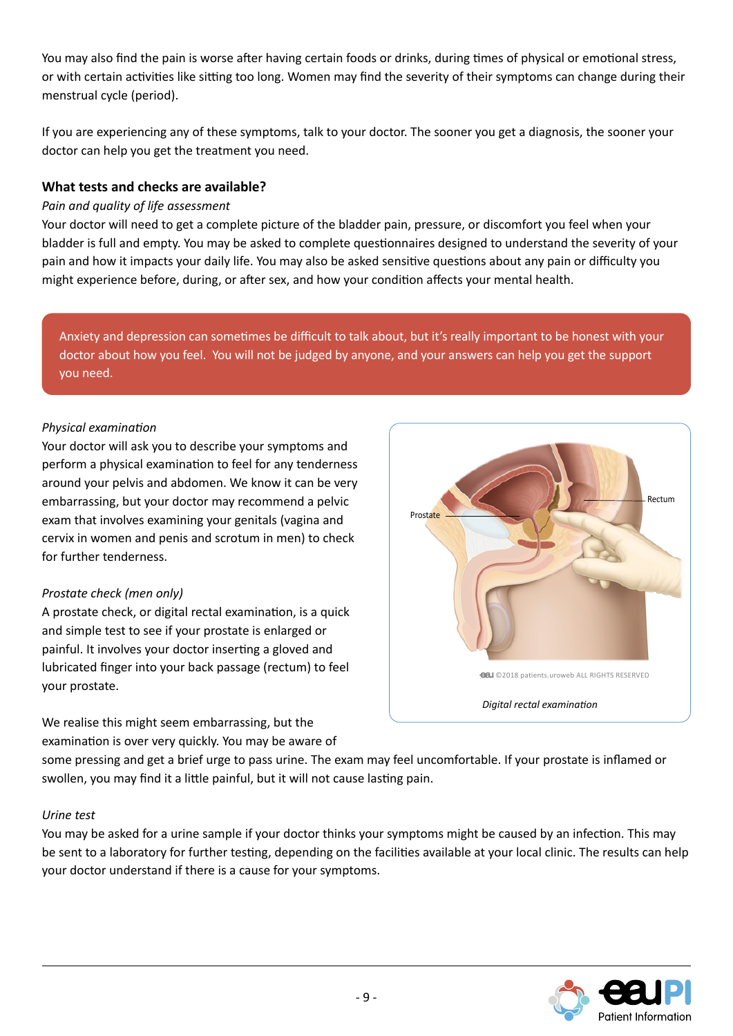You may also find the pain is worse after having certain foods or drinks, during times of physical or emotional stress, or with certain activities like sitting too long. Women may find the severity of their symptoms can change during their menstrual cycle (period).

If you are experiencing any of these symptoms, talk to your doctor. The sooner you get a diagnosis, the sooner your doctor can help you get the treatment you need.

### What tests and checks are available?

*Pain and quality of life assessment*

Your doctor will need to get a complete picture of the bladder pain, pressure, or discomfort you feel when your bladder is full and empty. You may be asked to complete questionnaires designed to understand the severity of your pain and how it impacts your daily life. You may also be asked sensitive questions about any pain or difficulty you might experience before, during, or after sex, and how your condition affects your mental health.

> Anxiety and depression can sometimes be difficult to talk about, but it's really important to be honest with your doctor about how you feel. You will not be judged by anyone, and your answers can help you get the support you need.

*Physical examination*

Your doctor will ask you to describe your symptoms and perform a physical examination to feel for any tenderness around your pelvis and abdomen. We know it can be very embarrassing, but your doctor may recommend a pelvic exam that involves examining your genitals (vagina and cervix in women and penis and scrotum in men) to check for further tenderness.

*Prostate check (men only)*

A prostate check, or digital rectal examination, is a quick and simple test to see if your prostate is enlarged or painful. It involves your doctor inserting a gloved and lubricated finger into your back passage (rectum) to feel your prostate.

*Digital rectal examination*

We realise this might seem embarrassing, but the examination is over very quickly. You may be aware of some pressing and get a brief urge to pass urine. The exam may feel uncomfortable. If your prostate is inflamed or swollen, you may find it a little painful, but it will not cause lasting pain.

*Urine test*

You may be asked for a urine sample if your doctor thinks your symptoms might be caused by an infection. This may be sent to a laboratory for further testing, depending on the facilities available at your local clinic. The results can help your doctor understand if there is a cause for your symptoms.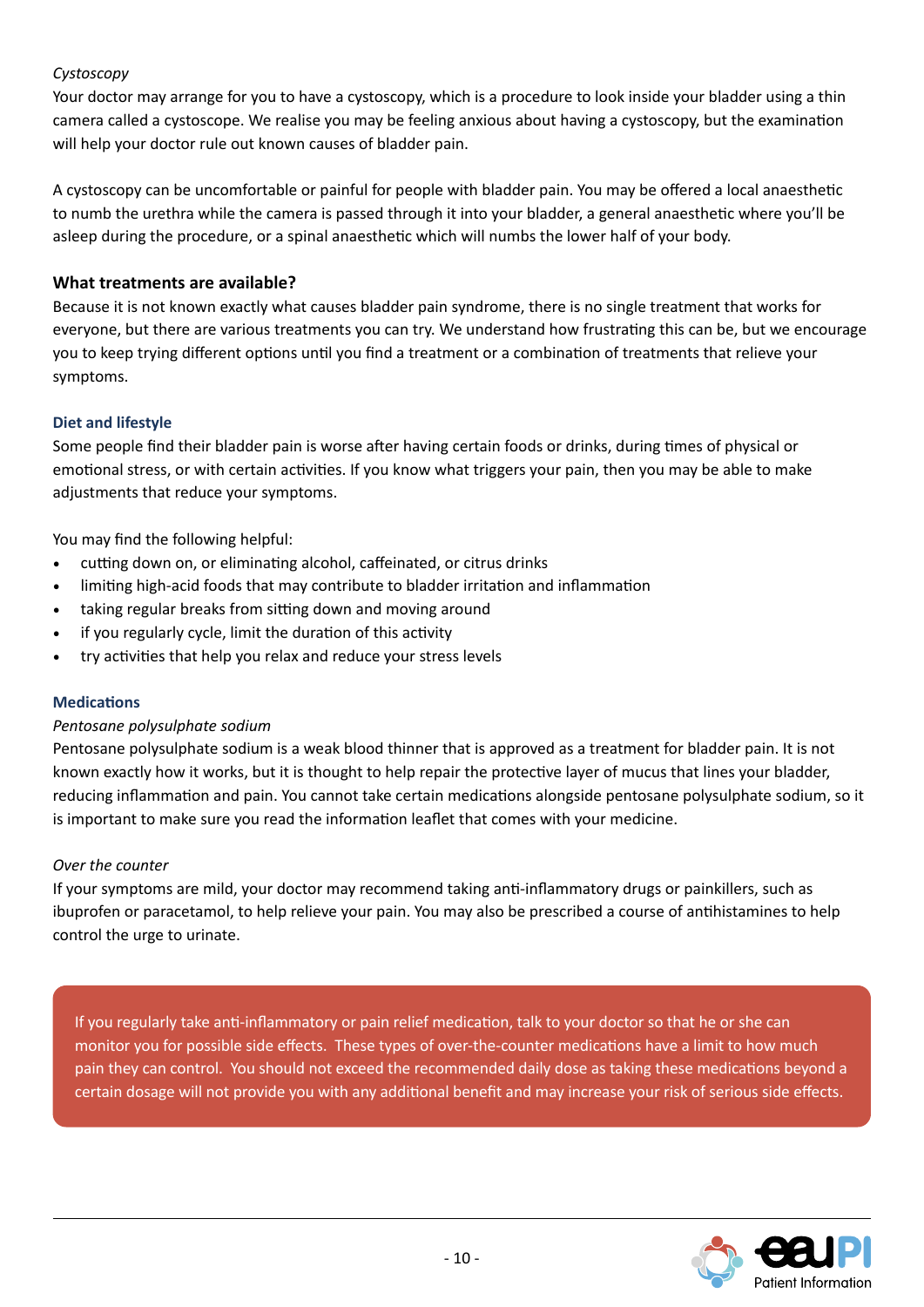*Cystoscopy*

Your doctor may arrange for you to have a cystoscopy, which is a procedure to look inside your bladder using a thin camera called a cystoscope. We realise you may be feeling anxious about having a cystoscopy, but the examination will help your doctor rule out known causes of bladder pain.

A cystoscopy can be uncomfortable or painful for people with bladder pain. You may be offered a local anaesthetic to numb the urethra while the camera is passed through it into your bladder, a general anaesthetic where you'll be asleep during the procedure, or a spinal anaesthetic which will numbs the lower half of your body.

## What treatments are available?

Because it is not known exactly what causes bladder pain syndrome, there is no single treatment that works for everyone, but there are various treatments you can try. We understand how frustrating this can be, but we encourage you to keep trying different options until you find a treatment or a combination of treatments that relieve your symptoms.

### Diet and lifestyle

Some people find their bladder pain is worse after having certain foods or drinks, during times of physical or emotional stress, or with certain activities. If you know what triggers your pain, then you may be able to make adjustments that reduce your symptoms.

You may find the following helpful:

- cutting down on, or eliminating alcohol, caffeinated, or citrus drinks
- limiting high-acid foods that may contribute to bladder irritation and inflammation
- taking regular breaks from sitting down and moving around
- if you regularly cycle, limit the duration of this activity
- try activities that help you relax and reduce your stress levels

### Medications

*Pentosane polysulphate sodium*

Pentosane polysulphate sodium is a weak blood thinner that is approved as a treatment for bladder pain. It is not known exactly how it works, but it is thought to help repair the protective layer of mucus that lines your bladder, reducing inflammation and pain. You cannot take certain medications alongside pentosane polysulphate sodium, so it is important to make sure you read the information leaflet that comes with your medicine.

*Over the counter*

If your symptoms are mild, your doctor may recommend taking anti-inflammatory drugs or painkillers, such as ibuprofen or paracetamol, to help relieve your pain. You may also be prescribed a course of antihistamines to help control the urge to urinate.

If you regularly take anti-inflammatory or pain relief medication, talk to your doctor so that he or she can monitor you for possible side effects. These types of over-the-counter medications have a limit to how much pain they can control. You should not exceed the recommended daily dose as taking these medications beyond a certain dosage will not provide you with any additional benefit and may increase your risk of serious side effects.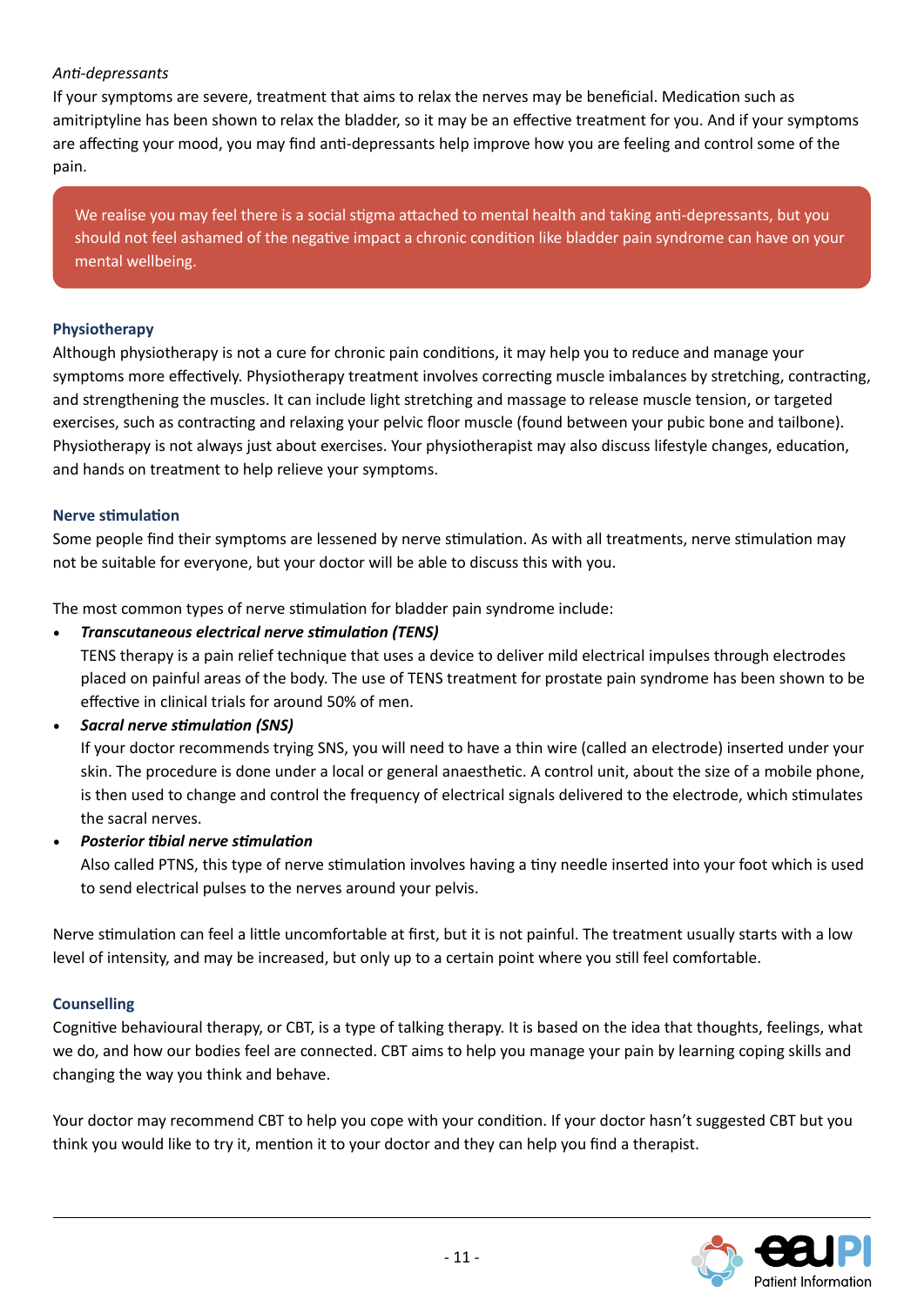*Anti-depressants*

If your symptoms are severe, treatment that aims to relax the nerves may be beneficial. Medication such as amitriptyline has been shown to relax the bladder, so it may be an effective treatment for you. And if your symptoms are affecting your mood, you may find anti-depressants help improve how you are feeling and control some of the pain.

> We realise you may feel there is a social stigma attached to mental health and taking anti-depressants, but you should not feel ashamed of the negative impact a chronic condition like bladder pain syndrome can have on your mental wellbeing.

### Physiotherapy

Although physiotherapy is not a cure for chronic pain conditions, it may help you to reduce and manage your symptoms more effectively. Physiotherapy treatment involves correcting muscle imbalances by stretching, contracting, and strengthening the muscles. It can include light stretching and massage to release muscle tension, or targeted exercises, such as contracting and relaxing your pelvic floor muscle (found between your pubic bone and tailbone). Physiotherapy is not always just about exercises. Your physiotherapist may also discuss lifestyle changes, education, and hands on treatment to help relieve your symptoms.

### Nerve stimulation

Some people find their symptoms are lessened by nerve stimulation. As with all treatments, nerve stimulation may not be suitable for everyone, but your doctor will be able to discuss this with you.

The most common types of nerve stimulation for bladder pain syndrome include:

- ***Transcutaneous electrical nerve stimulation (TENS)***
  TENS therapy is a pain relief technique that uses a device to deliver mild electrical impulses through electrodes placed on painful areas of the body. The use of TENS treatment for prostate pain syndrome has been shown to be effective in clinical trials for around 50% of men.
- ***Sacral nerve stimulation (SNS)***
  If your doctor recommends trying SNS, you will need to have a thin wire (called an electrode) inserted under your skin. The procedure is done under a local or general anaesthetic. A control unit, about the size of a mobile phone, is then used to change and control the frequency of electrical signals delivered to the electrode, which stimulates the sacral nerves.
- ***Posterior tibial nerve stimulation***
  Also called PTNS, this type of nerve stimulation involves having a tiny needle inserted into your foot which is used to send electrical pulses to the nerves around your pelvis.

Nerve stimulation can feel a little uncomfortable at first, but it is not painful. The treatment usually starts with a low level of intensity, and may be increased, but only up to a certain point where you still feel comfortable.

### Counselling

Cognitive behavioural therapy, or CBT, is a type of talking therapy. It is based on the idea that thoughts, feelings, what we do, and how our bodies feel are connected. CBT aims to help you manage your pain by learning coping skills and changing the way you think and behave.

Your doctor may recommend CBT to help you cope with your condition. If your doctor hasn't suggested CBT but you think you would like to try it, mention it to your doctor and they can help you find a therapist.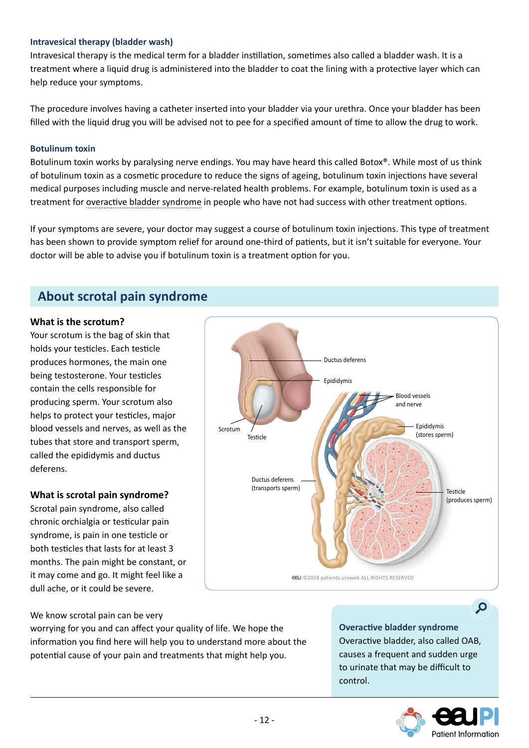### Intravesical therapy (bladder wash)

Intravesical therapy is the medical term for a bladder instillation, sometimes also called a bladder wash. It is a treatment where a liquid drug is administered into the bladder to coat the lining with a protective layer which can help reduce your symptoms.

The procedure involves having a catheter inserted into your bladder via your urethra. Once your bladder has been filled with the liquid drug you will be advised not to pee for a specified amount of time to allow the drug to work.

### Botulinum toxin

Botulinum toxin works by paralysing nerve endings. You may have heard this called Botox®. While most of us think of botulinum toxin as a cosmetic procedure to reduce the signs of ageing, botulinum toxin injections have several medical purposes including muscle and nerve-related health problems. For example, botulinum toxin is used as a treatment for overactive bladder syndrome in people who have not had success with other treatment options.

If your symptoms are severe, your doctor may suggest a course of botulinum toxin injections. This type of treatment has been shown to provide symptom relief for around one-third of patients, but it isn't suitable for everyone. Your doctor will be able to advise you if botulinum toxin is a treatment option for you.

## About scrotal pain syndrome

**What is the scrotum?**

Your scrotum is the bag of skin that holds your testicles. Each testicle produces hormones, the main one being testosterone. Your testicles contain the cells responsible for producing sperm. Your scrotum also helps to protect your testicles, major blood vessels and nerves, as well as the tubes that store and transport sperm, called the epididymis and ductus deferens.

**What is scrotal pain syndrome?**

Scrotal pain syndrome, also called chronic orchialgia or testicular pain syndrome, is pain in one testicle or both testicles that lasts for at least 3 months. The pain might be constant, or it may come and go. It might feel like a dull ache, or it could be severe.

Ductus deferens · Epididymis · Blood vessels and nerve · Scrotum · Testicle · Epididymis (stores sperm) · Ductus deferens (transports sperm) · Testicle (produces sperm)

©2018 patients.uroweb ALL RIGHTS RESERVED

We know scrotal pain can be very worrying for you and can affect your quality of life. We hope the information you find here will help you to understand more about the potential cause of your pain and treatments that might help you.

**Overactive bladder syndrome**

Overactive bladder, also called OAB, causes a frequent and sudden urge to urinate that may be difficult to control.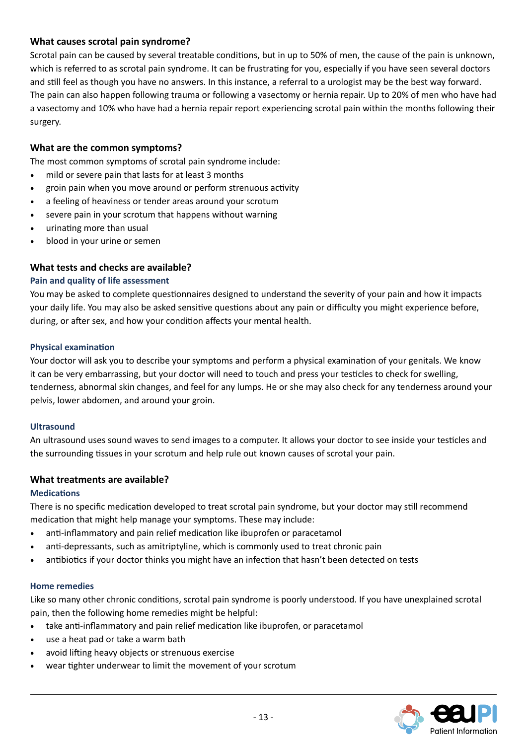## What causes scrotal pain syndrome?

Scrotal pain can be caused by several treatable conditions, but in up to 50% of men, the cause of the pain is unknown, which is referred to as scrotal pain syndrome. It can be frustrating for you, especially if you have seen several doctors and still feel as though you have no answers. In this instance, a referral to a urologist may be the best way forward. The pain can also happen following trauma or following a vasectomy or hernia repair. Up to 20% of men who have had a vasectomy and 10% who have had a hernia repair report experiencing scrotal pain within the months following their surgery.

## What are the common symptoms?

The most common symptoms of scrotal pain syndrome include:

- mild or severe pain that lasts for at least 3 months
- groin pain when you move around or perform strenuous activity
- a feeling of heaviness or tender areas around your scrotum
- severe pain in your scrotum that happens without warning
- urinating more than usual
- blood in your urine or semen

## What tests and checks are available?

### Pain and quality of life assessment

You may be asked to complete questionnaires designed to understand the severity of your pain and how it impacts your daily life. You may also be asked sensitive questions about any pain or difficulty you might experience before, during, or after sex, and how your condition affects your mental health.

### Physical examination

Your doctor will ask you to describe your symptoms and perform a physical examination of your genitals. We know it can be very embarrassing, but your doctor will need to touch and press your testicles to check for swelling, tenderness, abnormal skin changes, and feel for any lumps. He or she may also check for any tenderness around your pelvis, lower abdomen, and around your groin.

### Ultrasound

An ultrasound uses sound waves to send images to a computer. It allows your doctor to see inside your testicles and the surrounding tissues in your scrotum and help rule out known causes of scrotal your pain.

## What treatments are available?

### Medications

There is no specific medication developed to treat scrotal pain syndrome, but your doctor may still recommend medication that might help manage your symptoms. These may include:

- anti-inflammatory and pain relief medication like ibuprofen or paracetamol
- anti-depressants, such as amitriptyline, which is commonly used to treat chronic pain
- antibiotics if your doctor thinks you might have an infection that hasn't been detected on tests

### Home remedies

Like so many other chronic conditions, scrotal pain syndrome is poorly understood. If you have unexplained scrotal pain, then the following home remedies might be helpful:

- take anti-inflammatory and pain relief medication like ibuprofen, or paracetamol
- use a heat pad or take a warm bath
- avoid lifting heavy objects or strenuous exercise
- wear tighter underwear to limit the movement of your scrotum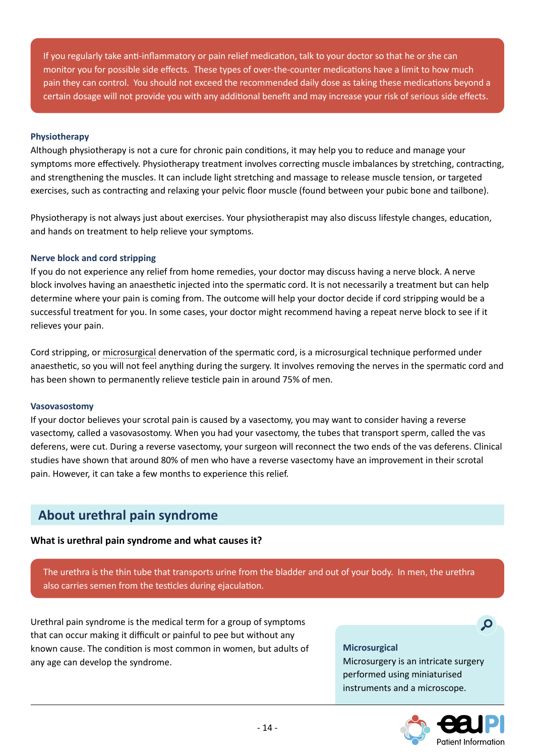If you regularly take anti-inflammatory or pain relief medication, talk to your doctor so that he or she can monitor you for possible side effects. These types of over-the-counter medications have a limit to how much pain they can control. You should not exceed the recommended daily dose as taking these medications beyond a certain dosage will not provide you with any additional benefit and may increase your risk of serious side effects.

### Physiotherapy

Although physiotherapy is not a cure for chronic pain conditions, it may help you to reduce and manage your symptoms more effectively. Physiotherapy treatment involves correcting muscle imbalances by stretching, contracting, and strengthening the muscles. It can include light stretching and massage to release muscle tension, or targeted exercises, such as contracting and relaxing your pelvic floor muscle (found between your pubic bone and tailbone).

Physiotherapy is not always just about exercises. Your physiotherapist may also discuss lifestyle changes, education, and hands on treatment to help relieve your symptoms.

### Nerve block and cord stripping

If you do not experience any relief from home remedies, your doctor may discuss having a nerve block. A nerve block involves having an anaesthetic injected into the spermatic cord. It is not necessarily a treatment but can help determine where your pain is coming from. The outcome will help your doctor decide if cord stripping would be a successful treatment for you. In some cases, your doctor might recommend having a repeat nerve block to see if it relieves your pain.

Cord stripping, or microsurgical denervation of the spermatic cord, is a microsurgical technique performed under anaesthetic, so you will not feel anything during the surgery. It involves removing the nerves in the spermatic cord and has been shown to permanently relieve testicle pain in around 75% of men.

### Vasovasostomy

If your doctor believes your scrotal pain is caused by a vasectomy, you may want to consider having a reverse vasectomy, called a vasovasostomy. When you had your vasectomy, the tubes that transport sperm, called the vas deferens, were cut. During a reverse vasectomy, your surgeon will reconnect the two ends of the vas deferens. Clinical studies have shown that around 80% of men who have a reverse vasectomy have an improvement in their scrotal pain. However, it can take a few months to experience this relief.

## About urethral pain syndrome

**What is urethral pain syndrome and what causes it?**

The urethra is the thin tube that transports urine from the bladder and out of your body. In men, the urethra also carries semen from the testicles during ejaculation.

Urethral pain syndrome is the medical term for a group of symptoms that can occur making it difficult or painful to pee but without any known cause. The condition is most common in women, but adults of any age can develop the syndrome.

**Microsurgical**
Microsurgery is an intricate surgery performed using miniaturised instruments and a microscope.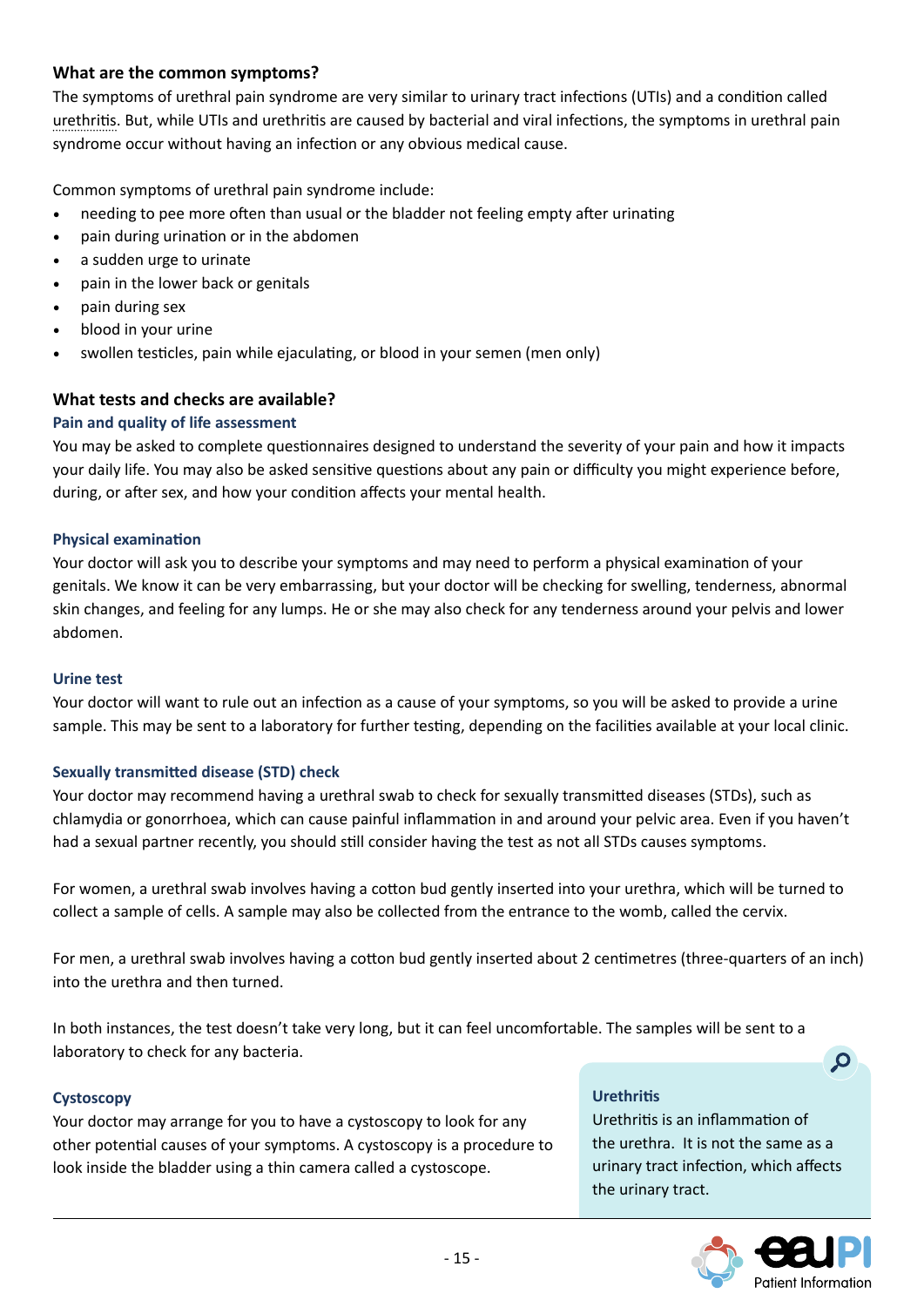## What are the common symptoms?

The symptoms of urethral pain syndrome are very similar to urinary tract infections (UTIs) and a condition called urethritis. But, while UTIs and urethritis are caused by bacterial and viral infections, the symptoms in urethral pain syndrome occur without having an infection or any obvious medical cause.

Common symptoms of urethral pain syndrome include:

- needing to pee more often than usual or the bladder not feeling empty after urinating
- pain during urination or in the abdomen
- a sudden urge to urinate
- pain in the lower back or genitals
- pain during sex
- blood in your urine
- swollen testicles, pain while ejaculating, or blood in your semen (men only)

## What tests and checks are available?

### Pain and quality of life assessment

You may be asked to complete questionnaires designed to understand the severity of your pain and how it impacts your daily life. You may also be asked sensitive questions about any pain or difficulty you might experience before, during, or after sex, and how your condition affects your mental health.

### Physical examination

Your doctor will ask you to describe your symptoms and may need to perform a physical examination of your genitals. We know it can be very embarrassing, but your doctor will be checking for swelling, tenderness, abnormal skin changes, and feeling for any lumps. He or she may also check for any tenderness around your pelvis and lower abdomen.

### Urine test

Your doctor will want to rule out an infection as a cause of your symptoms, so you will be asked to provide a urine sample. This may be sent to a laboratory for further testing, depending on the facilities available at your local clinic.

### Sexually transmitted disease (STD) check

Your doctor may recommend having a urethral swab to check for sexually transmitted diseases (STDs), such as chlamydia or gonorrhoea, which can cause painful inflammation in and around your pelvic area. Even if you haven't had a sexual partner recently, you should still consider having the test as not all STDs causes symptoms.

For women, a urethral swab involves having a cotton bud gently inserted into your urethra, which will be turned to collect a sample of cells. A sample may also be collected from the entrance to the womb, called the cervix.

For men, a urethral swab involves having a cotton bud gently inserted about 2 centimetres (three-quarters of an inch) into the urethra and then turned.

In both instances, the test doesn't take very long, but it can feel uncomfortable. The samples will be sent to a laboratory to check for any bacteria.

### Cystoscopy

Your doctor may arrange for you to have a cystoscopy to look for any other potential causes of your symptoms. A cystoscopy is a procedure to look inside the bladder using a thin camera called a cystoscope.

> **Urethritis**
>
> Urethritis is an inflammation of the urethra. It is not the same as a urinary tract infection, which affects the urinary tract.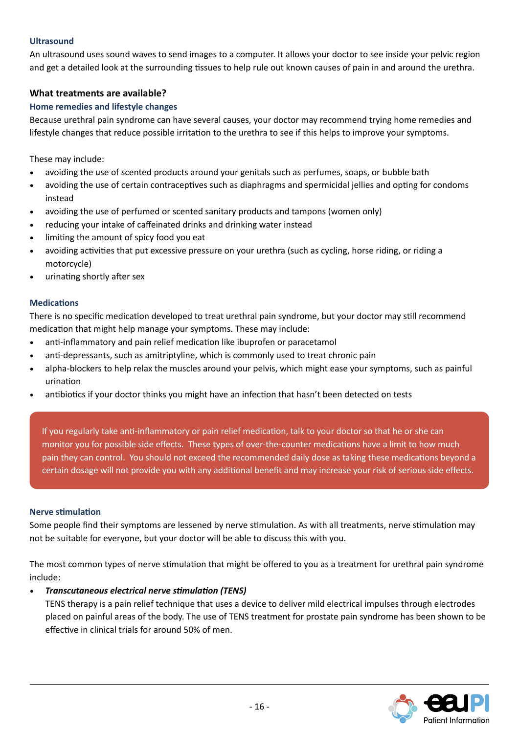### Ultrasound

An ultrasound uses sound waves to send images to a computer. It allows your doctor to see inside your pelvic region and get a detailed look at the surrounding tissues to help rule out known causes of pain in and around the urethra.

## What treatments are available?

### Home remedies and lifestyle changes

Because urethral pain syndrome can have several causes, your doctor may recommend trying home remedies and lifestyle changes that reduce possible irritation to the urethra to see if this helps to improve your symptoms.

These may include:

- avoiding the use of scented products around your genitals such as perfumes, soaps, or bubble bath
- avoiding the use of certain contraceptives such as diaphragms and spermicidal jellies and opting for condoms instead
- avoiding the use of perfumed or scented sanitary products and tampons (women only)
- reducing your intake of caffeinated drinks and drinking water instead
- limiting the amount of spicy food you eat
- avoiding activities that put excessive pressure on your urethra (such as cycling, horse riding, or riding a motorcycle)
- urinating shortly after sex

### Medications

There is no specific medication developed to treat urethral pain syndrome, but your doctor may still recommend medication that might help manage your symptoms. These may include:

- anti-inflammatory and pain relief medication like ibuprofen or paracetamol
- anti-depressants, such as amitriptyline, which is commonly used to treat chronic pain
- alpha-blockers to help relax the muscles around your pelvis, which might ease your symptoms, such as painful urination
- antibiotics if your doctor thinks you might have an infection that hasn't been detected on tests

> If you regularly take anti-inflammatory or pain relief medication, talk to your doctor so that he or she can monitor you for possible side effects. These types of over-the-counter medications have a limit to how much pain they can control. You should not exceed the recommended daily dose as taking these medications beyond a certain dosage will not provide you with any additional benefit and may increase your risk of serious side effects.

### Nerve stimulation

Some people find their symptoms are lessened by nerve stimulation. As with all treatments, nerve stimulation may not be suitable for everyone, but your doctor will be able to discuss this with you.

The most common types of nerve stimulation that might be offered to you as a treatment for urethral pain syndrome include:

- ***Transcutaneous electrical nerve stimulation (TENS)***
  TENS therapy is a pain relief technique that uses a device to deliver mild electrical impulses through electrodes placed on painful areas of the body. The use of TENS treatment for prostate pain syndrome has been shown to be effective in clinical trials for around 50% of men.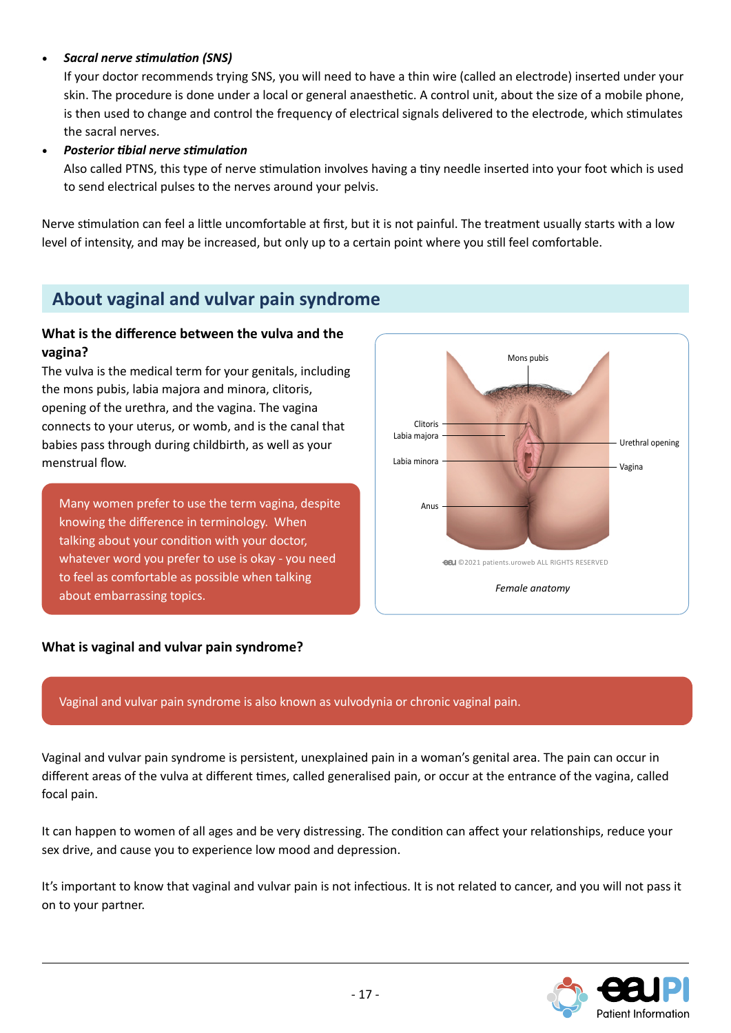- ***Sacral nerve stimulation (SNS)***
  If your doctor recommends trying SNS, you will need to have a thin wire (called an electrode) inserted under your skin. The procedure is done under a local or general anaesthetic. A control unit, about the size of a mobile phone, is then used to change and control the frequency of electrical signals delivered to the electrode, which stimulates the sacral nerves.
- ***Posterior tibial nerve stimulation***
  Also called PTNS, this type of nerve stimulation involves having a tiny needle inserted into your foot which is used to send electrical pulses to the nerves around your pelvis.

Nerve stimulation can feel a little uncomfortable at first, but it is not painful. The treatment usually starts with a low level of intensity, and may be increased, but only up to a certain point where you still feel comfortable.

## About vaginal and vulvar pain syndrome

### What is the difference between the vulva and the vagina?

The vulva is the medical term for your genitals, including the mons pubis, labia majora and minora, clitoris, opening of the urethra, and the vagina. The vagina connects to your uterus, or womb, and is the canal that babies pass through during childbirth, as well as your menstrual flow.

Many women prefer to use the term vagina, despite knowing the difference in terminology. When talking about your condition with your doctor, whatever word you prefer to use is okay - you need to feel as comfortable as possible when talking about embarrassing topics.

Mons pubis, Clitoris, Labia majora, Labia minora, Anus, Urethral opening, Vagina

©2021 patients.uroweb ALL RIGHTS RESERVED

*Female anatomy*

### What is vaginal and vulvar pain syndrome?

Vaginal and vulvar pain syndrome is also known as vulvodynia or chronic vaginal pain.

Vaginal and vulvar pain syndrome is persistent, unexplained pain in a woman's genital area. The pain can occur in different areas of the vulva at different times, called generalised pain, or occur at the entrance of the vagina, called focal pain.

It can happen to women of all ages and be very distressing. The condition can affect your relationships, reduce your sex drive, and cause you to experience low mood and depression.

It's important to know that vaginal and vulvar pain is not infectious. It is not related to cancer, and you will not pass it on to your partner.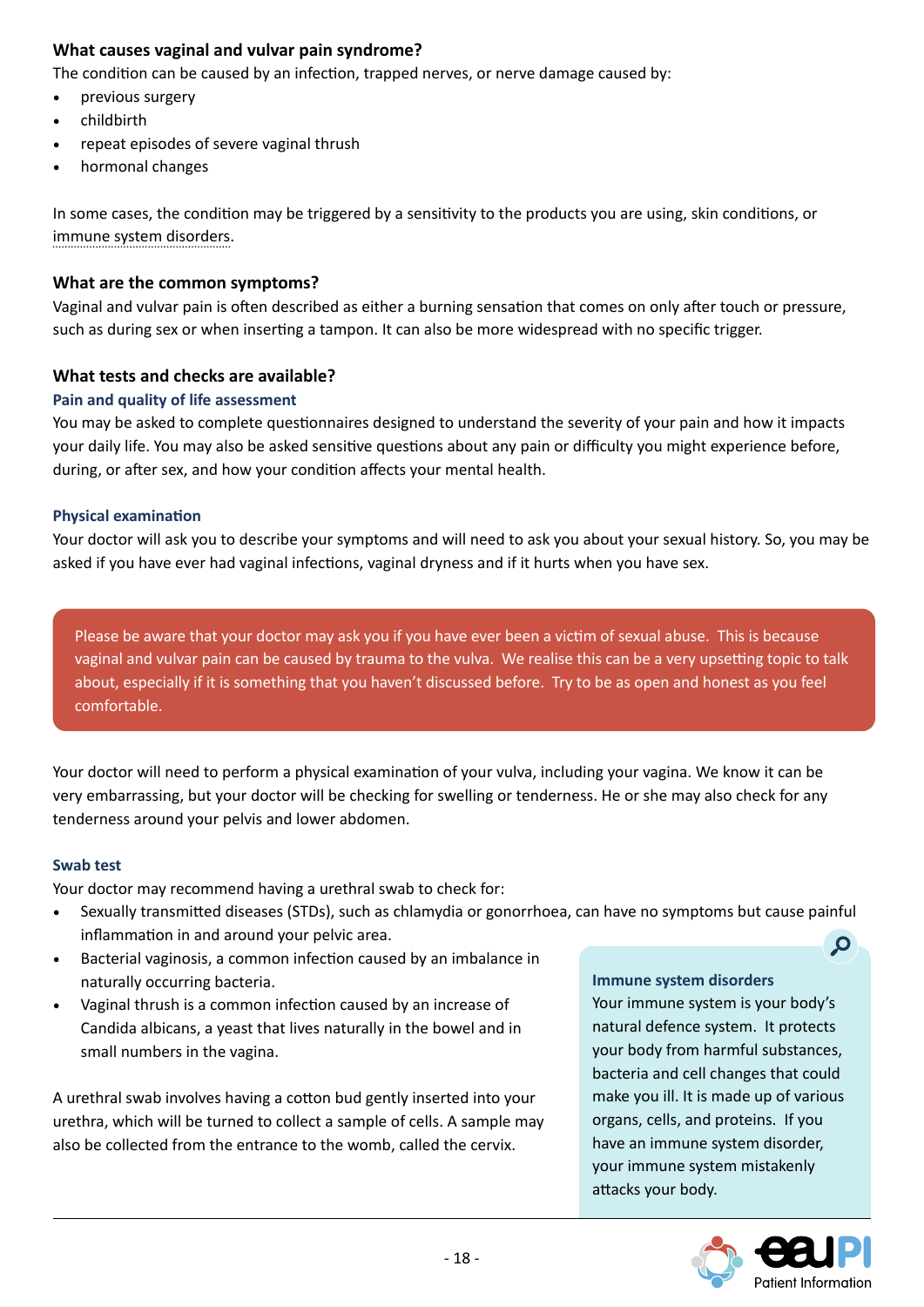### What causes vaginal and vulvar pain syndrome?

The condition can be caused by an infection, trapped nerves, or nerve damage caused by:

- previous surgery
- childbirth
- repeat episodes of severe vaginal thrush
- hormonal changes

In some cases, the condition may be triggered by a sensitivity to the products you are using, skin conditions, or immune system disorders.

### What are the common symptoms?

Vaginal and vulvar pain is often described as either a burning sensation that comes on only after touch or pressure, such as during sex or when inserting a tampon. It can also be more widespread with no specific trigger.

### What tests and checks are available?

#### Pain and quality of life assessment

You may be asked to complete questionnaires designed to understand the severity of your pain and how it impacts your daily life. You may also be asked sensitive questions about any pain or difficulty you might experience before, during, or after sex, and how your condition affects your mental health.

#### Physical examination

Your doctor will ask you to describe your symptoms and will need to ask you about your sexual history. So, you may be asked if you have ever had vaginal infections, vaginal dryness and if it hurts when you have sex.

> Please be aware that your doctor may ask you if you have ever been a victim of sexual abuse. This is because vaginal and vulvar pain can be caused by trauma to the vulva. We realise this can be a very upsetting topic to talk about, especially if it is something that you haven't discussed before. Try to be as open and honest as you feel comfortable.

Your doctor will need to perform a physical examination of your vulva, including your vagina. We know it can be very embarrassing, but your doctor will be checking for swelling or tenderness. He or she may also check for any tenderness around your pelvis and lower abdomen.

#### Swab test

Your doctor may recommend having a urethral swab to check for:

- Sexually transmitted diseases (STDs), such as chlamydia or gonorrhoea, can have no symptoms but cause painful inflammation in and around your pelvic area.
- Bacterial vaginosis, a common infection caused by an imbalance in naturally occurring bacteria.
- Vaginal thrush is a common infection caused by an increase of Candida albicans, a yeast that lives naturally in the bowel and in small numbers in the vagina.

A urethral swab involves having a cotton bud gently inserted into your urethra, which will be turned to collect a sample of cells. A sample may also be collected from the entrance to the womb, called the cervix.

> **Immune system disorders**
>
> Your immune system is your body's natural defence system. It protects your body from harmful substances, bacteria and cell changes that could make you ill. It is made up of various organs, cells, and proteins. If you have an immune system disorder, your immune system mistakenly attacks your body.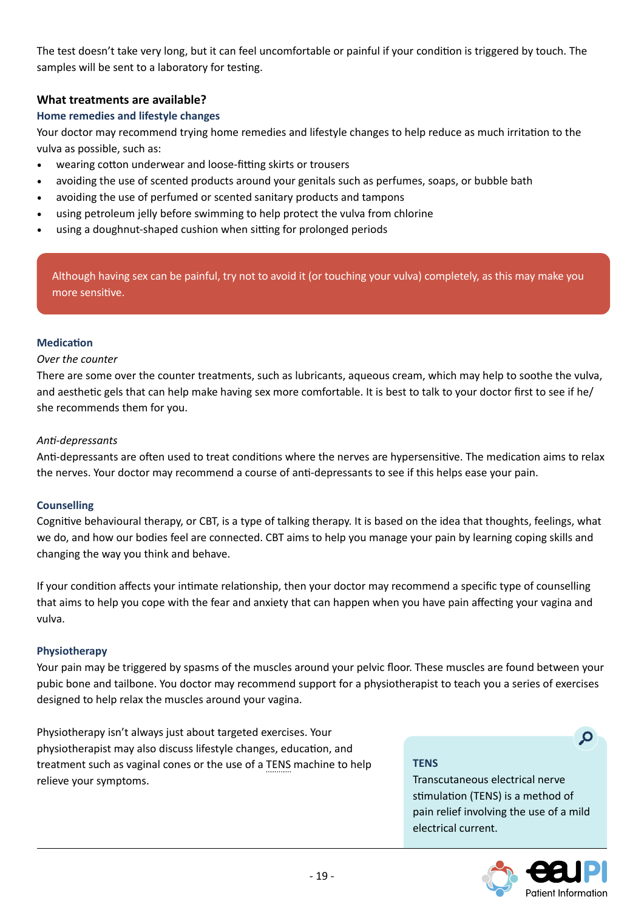The test doesn't take very long, but it can feel uncomfortable or painful if your condition is triggered by touch. The samples will be sent to a laboratory for testing.

## What treatments are available?

### Home remedies and lifestyle changes

Your doctor may recommend trying home remedies and lifestyle changes to help reduce as much irritation to the vulva as possible, such as:

- wearing cotton underwear and loose-fitting skirts or trousers
- avoiding the use of scented products around your genitals such as perfumes, soaps, or bubble bath
- avoiding the use of perfumed or scented sanitary products and tampons
- using petroleum jelly before swimming to help protect the vulva from chlorine
- using a doughnut-shaped cushion when sitting for prolonged periods

> Although having sex can be painful, try not to avoid it (or touching your vulva) completely, as this may make you more sensitive.

### Medication

*Over the counter*

There are some over the counter treatments, such as lubricants, aqueous cream, which may help to soothe the vulva, and aesthetic gels that can help make having sex more comfortable. It is best to talk to your doctor first to see if he/she recommends them for you.

*Anti-depressants*

Anti-depressants are often used to treat conditions where the nerves are hypersensitive. The medication aims to relax the nerves. Your doctor may recommend a course of anti-depressants to see if this helps ease your pain.

### Counselling

Cognitive behavioural therapy, or CBT, is a type of talking therapy. It is based on the idea that thoughts, feelings, what we do, and how our bodies feel are connected. CBT aims to help you manage your pain by learning coping skills and changing the way you think and behave.

If your condition affects your intimate relationship, then your doctor may recommend a specific type of counselling that aims to help you cope with the fear and anxiety that can happen when you have pain affecting your vagina and vulva.

### Physiotherapy

Your pain may be triggered by spasms of the muscles around your pelvic floor. These muscles are found between your pubic bone and tailbone. You doctor may recommend support for a physiotherapist to teach you a series of exercises designed to help relax the muscles around your vagina.

Physiotherapy isn't always just about targeted exercises. Your physiotherapist may also discuss lifestyle changes, education, and treatment such as vaginal cones or the use of a TENS machine to help relieve your symptoms.

> **TENS**
>
> Transcutaneous electrical nerve stimulation (TENS) is a method of pain relief involving the use of a mild electrical current.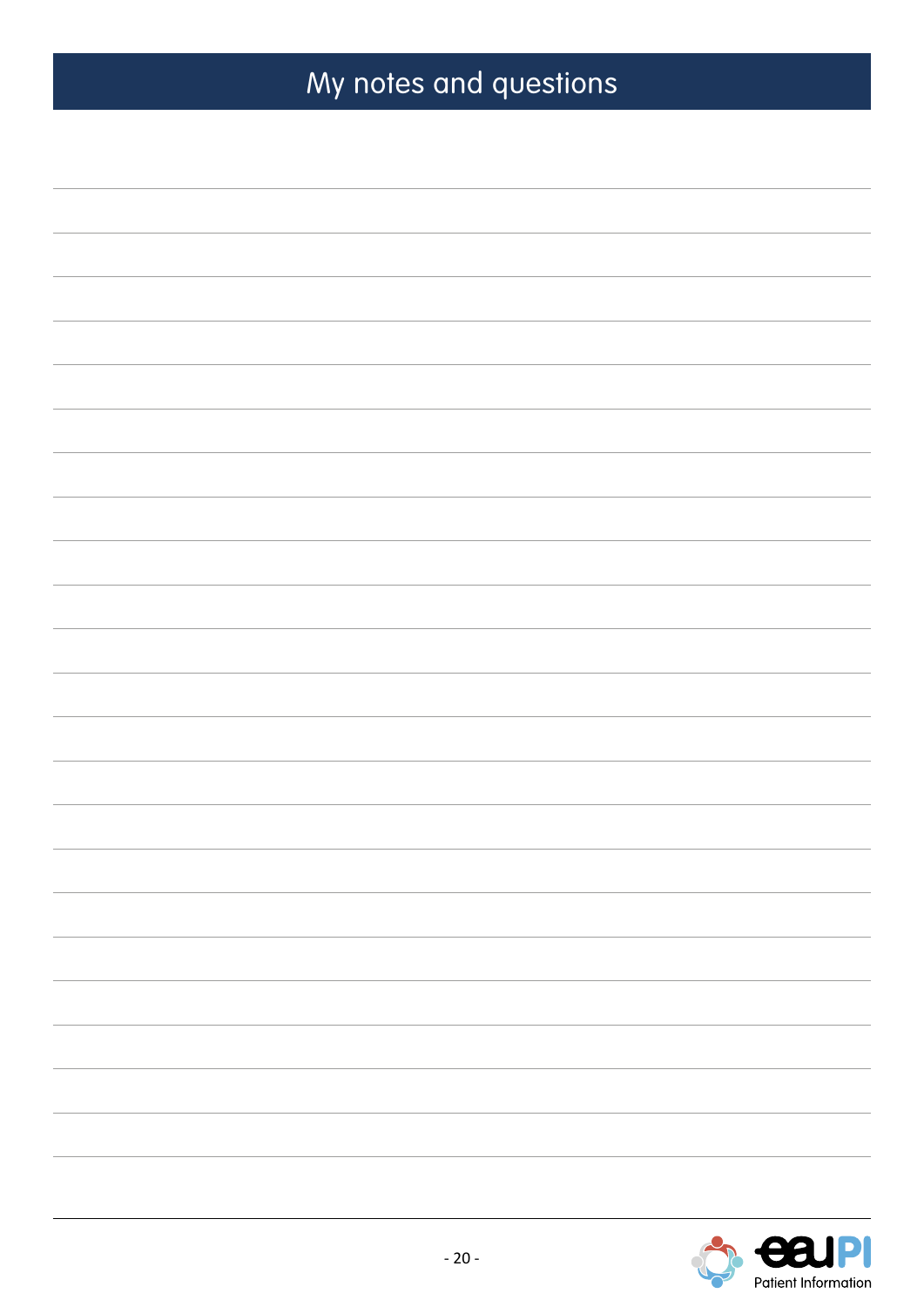# My notes and questions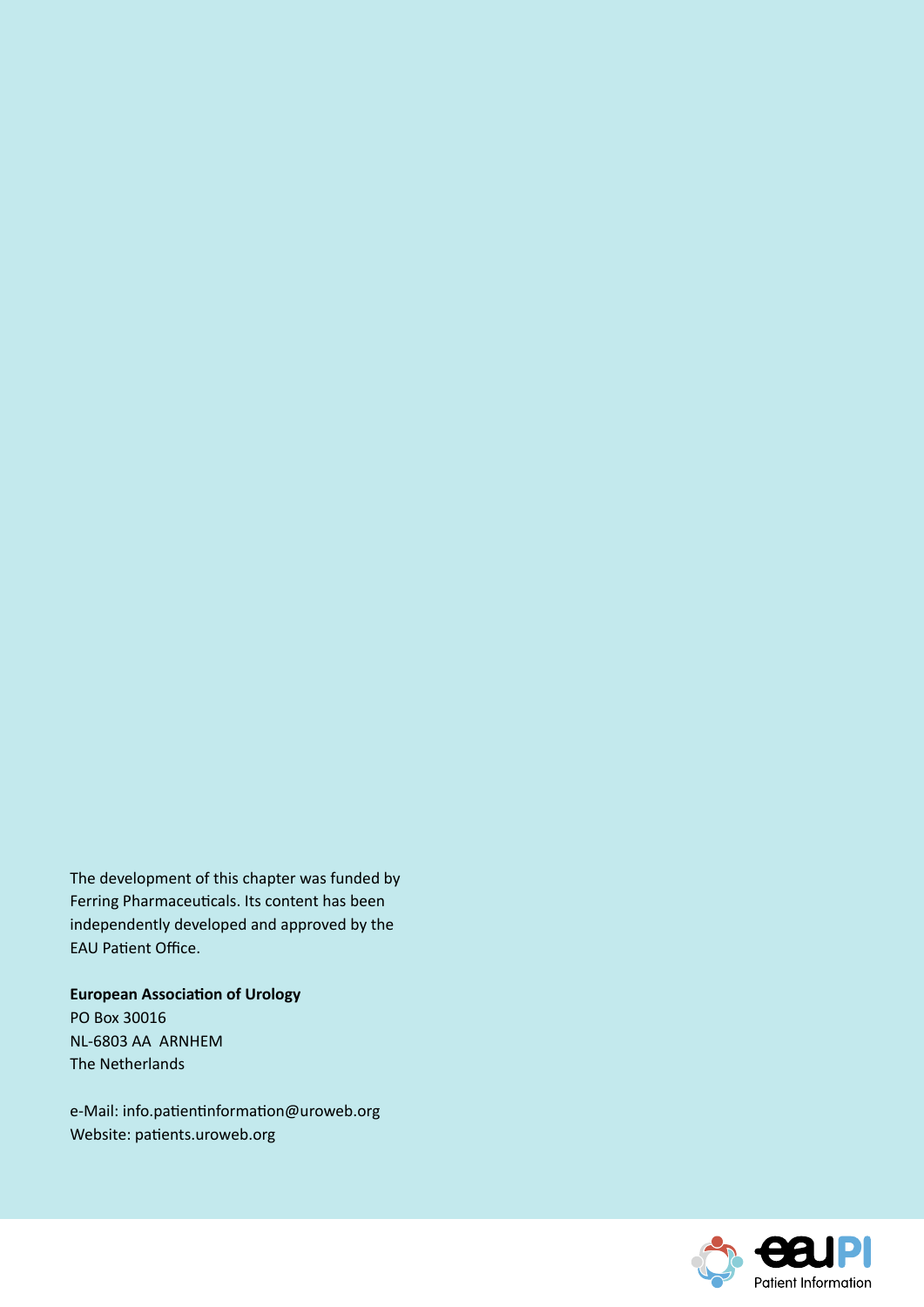The development of this chapter was funded by Ferring Pharmaceuticals. Its content has been independently developed and approved by the EAU Patient Office.

**European Association of Urology**
PO Box 30016
NL-6803 AA ARNHEM
The Netherlands

e-Mail: info.patientinformation@uroweb.org
Website: patients.uroweb.org

eauPI
Patient Information